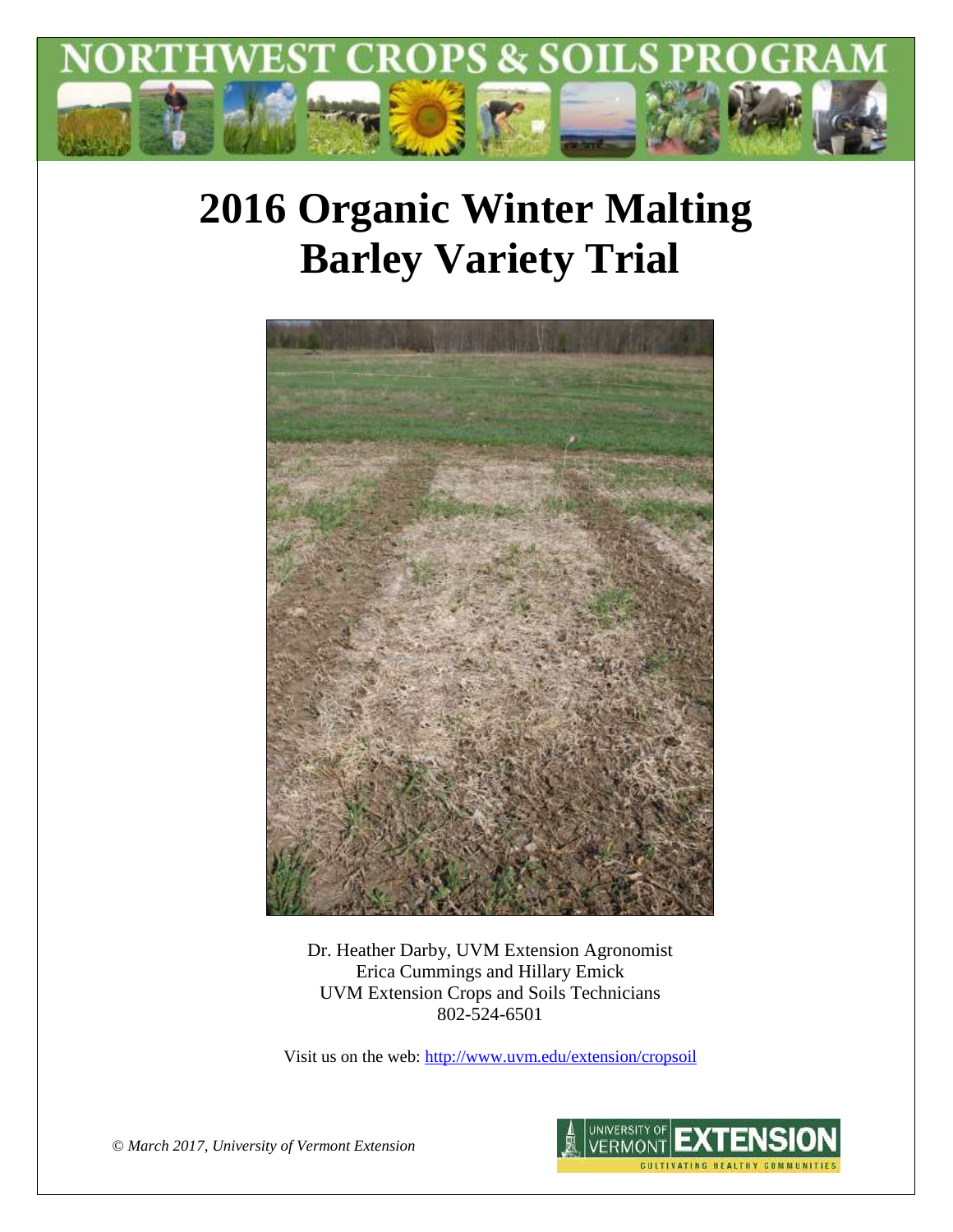# NORTHWEST CROPS & SOILS PROGRAM

# 2016 Organic Winter Malting Barley Variety Trial

Dr. Heather Darby, UVM Extension Agronomist
Erica Cummings and Hillary Emick
UVM Extension Crops and Soils Technicians
802-524-6501

Visit us on the web: http://www.uvm.edu/extension/cropsoil

*© March 2017, University of Vermont Extension*

UNIVERSITY OF VERMONT EXTENSION
CULTIVATING HEALTHY COMMUNITIES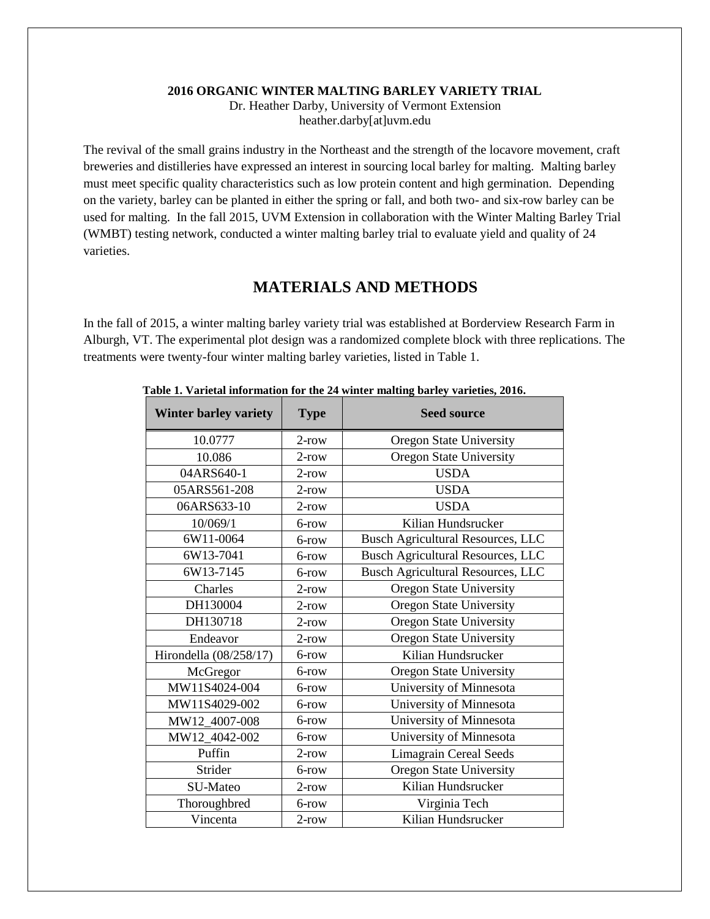**2016 ORGANIC WINTER MALTING BARLEY VARIETY TRIAL**

Dr. Heather Darby, University of Vermont Extension
heather.darby[at]uvm.edu

The revival of the small grains industry in the Northeast and the strength of the locavore movement, craft breweries and distilleries have expressed an interest in sourcing local barley for malting. Malting barley must meet specific quality characteristics such as low protein content and high germination. Depending on the variety, barley can be planted in either the spring or fall, and both two- and six-row barley can be used for malting. In the fall 2015, UVM Extension in collaboration with the Winter Malting Barley Trial (WMBT) testing network, conducted a winter malting barley trial to evaluate yield and quality of 24 varieties.

# MATERIALS AND METHODS

In the fall of 2015, a winter malting barley variety trial was established at Borderview Research Farm in Alburgh, VT. The experimental plot design was a randomized complete block with three replications. The treatments were twenty-four winter malting barley varieties, listed in Table 1.

**Table 1. Varietal information for the 24 winter malting barley varieties, 2016.**

| Winter barley variety | Type | Seed source |
|---|---|---|
| 10.0777 | 2-row | Oregon State University |
| 10.086 | 2-row | Oregon State University |
| 04ARS640-1 | 2-row | USDA |
| 05ARS561-208 | 2-row | USDA |
| 06ARS633-10 | 2-row | USDA |
| 10/069/1 | 6-row | Kilian Hundsrucker |
| 6W11-0064 | 6-row | Busch Agricultural Resources, LLC |
| 6W13-7041 | 6-row | Busch Agricultural Resources, LLC |
| 6W13-7145 | 6-row | Busch Agricultural Resources, LLC |
| Charles | 2-row | Oregon State University |
| DH130004 | 2-row | Oregon State University |
| DH130718 | 2-row | Oregon State University |
| Endeavor | 2-row | Oregon State University |
| Hirondella (08/258/17) | 6-row | Kilian Hundsrucker |
| McGregor | 6-row | Oregon State University |
| MW11S4024-004 | 6-row | University of Minnesota |
| MW11S4029-002 | 6-row | University of Minnesota |
| MW12_4007-008 | 6-row | University of Minnesota |
| MW12_4042-002 | 6-row | University of Minnesota |
| Puffin | 2-row | Limagrain Cereal Seeds |
| Strider | 6-row | Oregon State University |
| SU-Mateo | 2-row | Kilian Hundsrucker |
| Thoroughbred | 6-row | Virginia Tech |
| Vincenta | 2-row | Kilian Hundsrucker |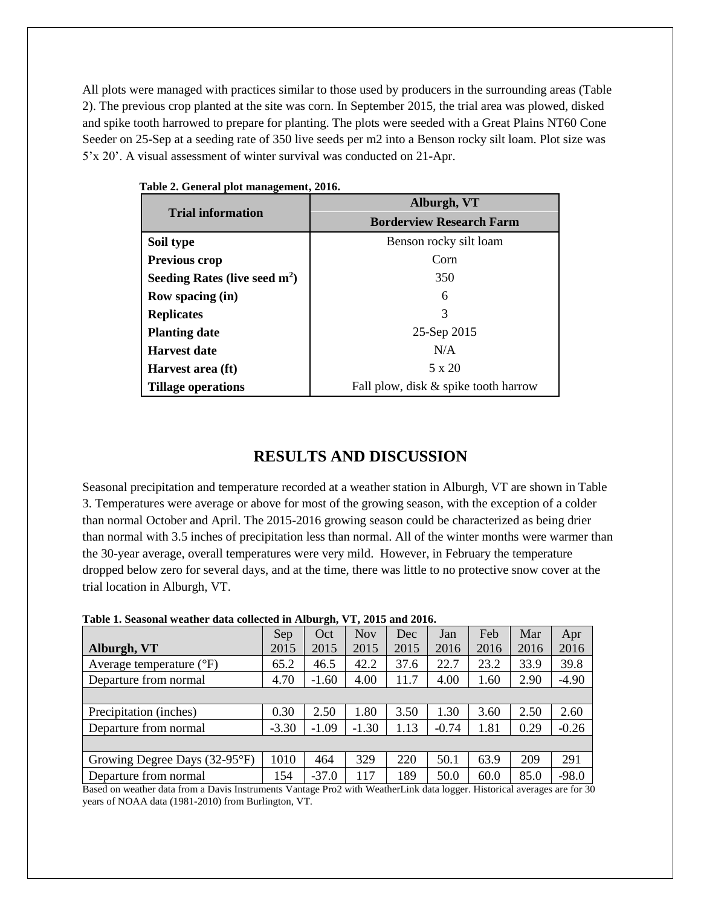All plots were managed with practices similar to those used by producers in the surrounding areas (Table 2). The previous crop planted at the site was corn. In September 2015, the trial area was plowed, disked and spike tooth harrowed to prepare for planting. The plots were seeded with a Great Plains NT60 Cone Seeder on 25-Sep at a seeding rate of 350 live seeds per m2 into a Benson rocky silt loam. Plot size was 5'x 20'. A visual assessment of winter survival was conducted on 21-Apr.

**Table 2. General plot management, 2016.**

| Trial information | Alburgh, VT<br>Borderview Research Farm |
|---|---|
| **Soil type** | Benson rocky silt loam |
| **Previous crop** | Corn |
| **Seeding Rates (live seed m$^2$)** | 350 |
| **Row spacing (in)** | 6 |
| **Replicates** | 3 |
| **Planting date** | 25-Sep 2015 |
| **Harvest date** | N/A |
| **Harvest area (ft)** | 5 x 20 |
| **Tillage operations** | Fall plow, disk & spike tooth harrow |

## RESULTS AND DISCUSSION

Seasonal precipitation and temperature recorded at a weather station in Alburgh, VT are shown in Table 3. Temperatures were average or above for most of the growing season, with the exception of a colder than normal October and April. The 2015-2016 growing season could be characterized as being drier than normal with 3.5 inches of precipitation less than normal. All of the winter months were warmer than the 30-year average, overall temperatures were very mild. However, in February the temperature dropped below zero for several days, and at the time, there was little to no protective snow cover at the trial location in Alburgh, VT.

**Table 1. Seasonal weather data collected in Alburgh, VT, 2015 and 2016.**

| Alburgh, VT | Sep 2015 | Oct 2015 | Nov 2015 | Dec 2015 | Jan 2016 | Feb 2016 | Mar 2016 | Apr 2016 |
|---|---|---|---|---|---|---|---|---|
| Average temperature (°F) | 65.2 | 46.5 | 42.2 | 37.6 | 22.7 | 23.2 | 33.9 | 39.8 |
| Departure from normal | 4.70 | -1.60 | 4.00 | 11.7 | 4.00 | 1.60 | 2.90 | -4.90 |
| | | | | | | | | |
| Precipitation (inches) | 0.30 | 2.50 | 1.80 | 3.50 | 1.30 | 3.60 | 2.50 | 2.60 |
| Departure from normal | -3.30 | -1.09 | -1.30 | 1.13 | -0.74 | 1.81 | 0.29 | -0.26 |
| | | | | | | | | |
| Growing Degree Days (32-95°F) | 1010 | 464 | 329 | 220 | 50.1 | 63.9 | 209 | 291 |
| Departure from normal | 154 | -37.0 | 117 | 189 | 50.0 | 60.0 | 85.0 | -98.0 |

Based on weather data from a Davis Instruments Vantage Pro2 with WeatherLink data logger. Historical averages are for 30 years of NOAA data (1981-2010) from Burlington, VT.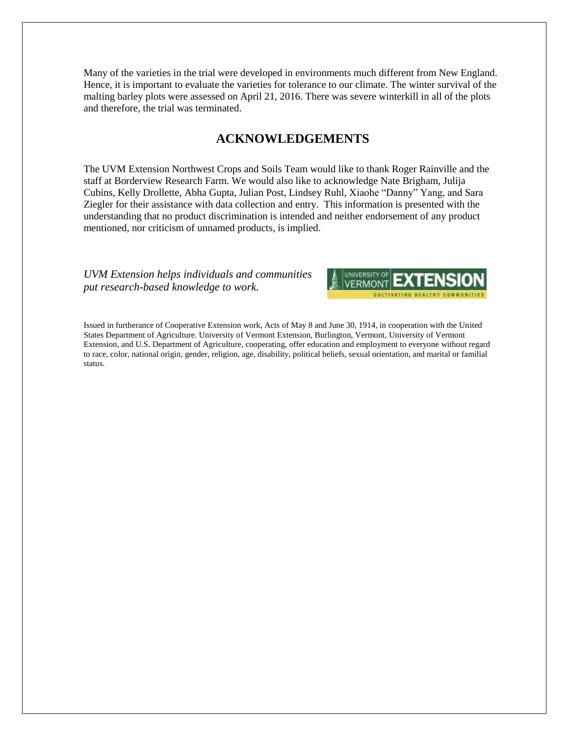Many of the varieties in the trial were developed in environments much different from New England. Hence, it is important to evaluate the varieties for tolerance to our climate. The winter survival of the malting barley plots were assessed on April 21, 2016. There was severe winterkill in all of the plots and therefore, the trial was terminated.

## ACKNOWLEDGEMENTS

The UVM Extension Northwest Crops and Soils Team would like to thank Roger Rainville and the staff at Borderview Research Farm. We would also like to acknowledge Nate Brigham, Julija Cubins, Kelly Drollette, Abha Gupta, Julian Post, Lindsey Ruhl, Xiaohe "Danny" Yang, and Sara Ziegler for their assistance with data collection and entry. This information is presented with the understanding that no product discrimination is intended and neither endorsement of any product mentioned, nor criticism of unnamed products, is implied.

*UVM Extension helps individuals and communities put research-based knowledge to work.*

Issued in furtherance of Cooperative Extension work, Acts of May 8 and June 30, 1914, in cooperation with the United States Department of Agriculture. University of Vermont Extension, Burlington, Vermont, University of Vermont Extension, and U.S. Department of Agriculture, cooperating, offer education and employment to everyone without regard to race, color, national origin, gender, religion, age, disability, political beliefs, sexual orientation, and marital or familial status.